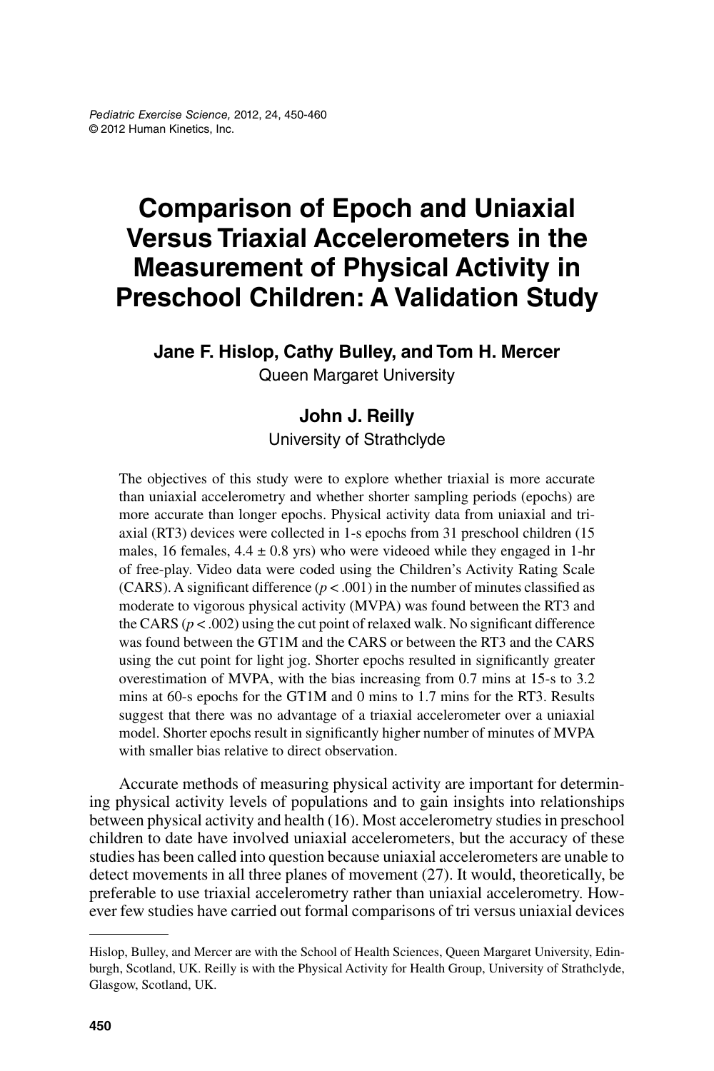# Comparison of Epoch and Uniaxial Versus Triaxial Accelerometers in the Measurement of Physical Activity in Preschool Children: A Validation Study

**Jane F. Hislop, Cathy Bulley, and Tom H. Mercer**
Queen Margaret University

**John J. Reilly**
University of Strathclyde

The objectives of this study were to explore whether triaxial is more accurate than uniaxial accelerometry and whether shorter sampling periods (epochs) are more accurate than longer epochs. Physical activity data from uniaxial and triaxial (RT3) devices were collected in 1-s epochs from 31 preschool children (15 males, 16 females, 4.4 ± 0.8 yrs) who were videoed while they engaged in 1-hr of free-play. Video data were coded using the Children's Activity Rating Scale (CARS). A significant difference ($p < .001$) in the number of minutes classified as moderate to vigorous physical activity (MVPA) was found between the RT3 and the CARS ($p < .002$) using the cut point of relaxed walk. No significant difference was found between the GT1M and the CARS or between the RT3 and the CARS using the cut point for light jog. Shorter epochs resulted in significantly greater overestimation of MVPA, with the bias increasing from 0.7 mins at 15-s to 3.2 mins at 60-s epochs for the GT1M and 0 mins to 1.7 mins for the RT3. Results suggest that there was no advantage of a triaxial accelerometer over a uniaxial model. Shorter epochs result in significantly higher number of minutes of MVPA with smaller bias relative to direct observation.

Accurate methods of measuring physical activity are important for determining physical activity levels of populations and to gain insights into relationships between physical activity and health (16). Most accelerometry studies in preschool children to date have involved uniaxial accelerometers, but the accuracy of these studies has been called into question because uniaxial accelerometers are unable to detect movements in all three planes of movement (27). It would, theoretically, be preferable to use triaxial accelerometry rather than uniaxial accelerometry. However few studies have carried out formal comparisons of tri versus uniaxial devices

---

Hislop, Bulley, and Mercer are with the School of Health Sciences, Queen Margaret University, Edinburgh, Scotland, UK. Reilly is with the Physical Activity for Health Group, University of Strathclyde, Glasgow, Scotland, UK.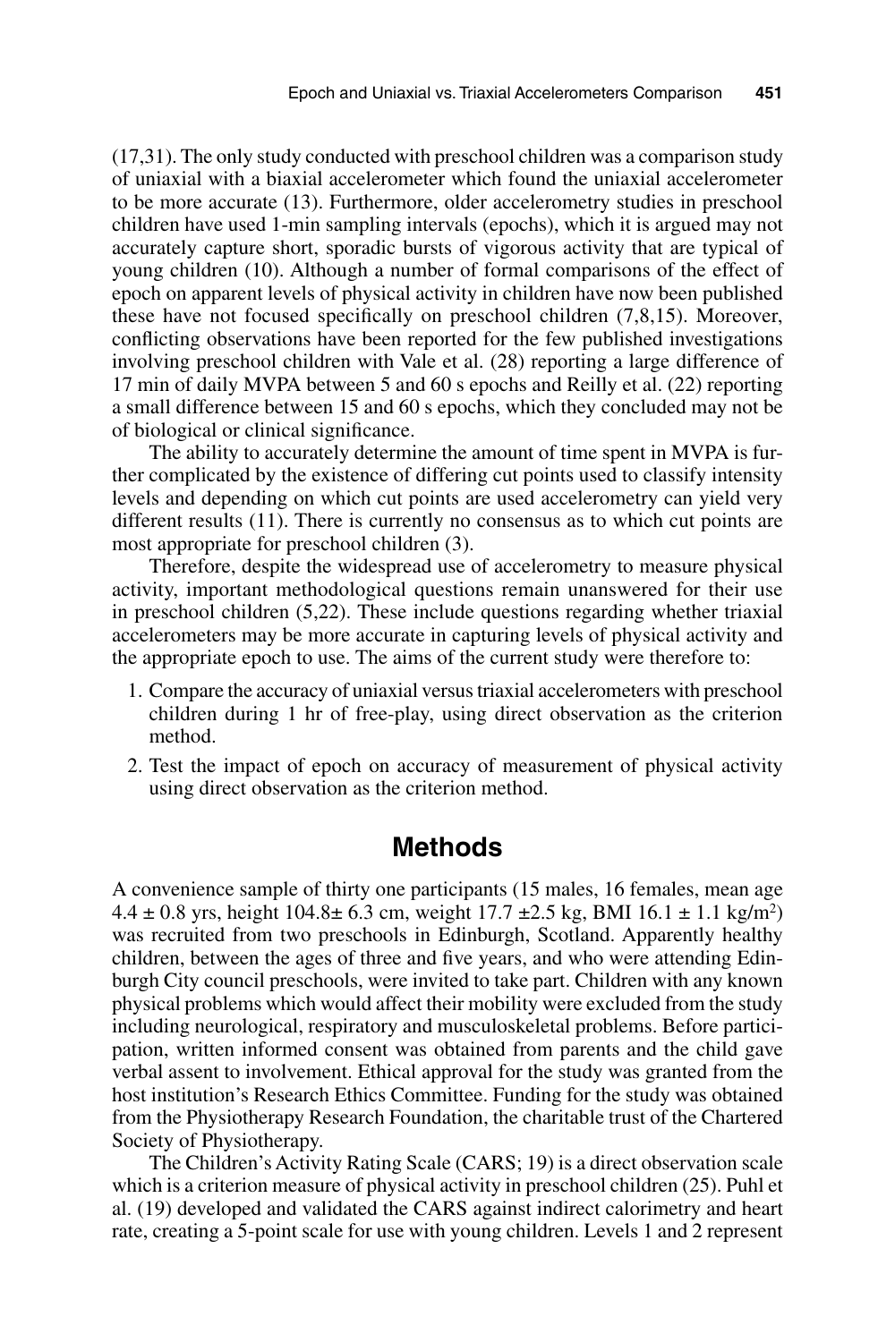(17,31). The only study conducted with preschool children was a comparison study of uniaxial with a biaxial accelerometer which found the uniaxial accelerometer to be more accurate (13). Furthermore, older accelerometry studies in preschool children have used 1-min sampling intervals (epochs), which it is argued may not accurately capture short, sporadic bursts of vigorous activity that are typical of young children (10). Although a number of formal comparisons of the effect of epoch on apparent levels of physical activity in children have now been published these have not focused specifically on preschool children (7,8,15). Moreover, conflicting observations have been reported for the few published investigations involving preschool children with Vale et al. (28) reporting a large difference of 17 min of daily MVPA between 5 and 60 s epochs and Reilly et al. (22) reporting a small difference between 15 and 60 s epochs, which they concluded may not be of biological or clinical significance.

The ability to accurately determine the amount of time spent in MVPA is further complicated by the existence of differing cut points used to classify intensity levels and depending on which cut points are used accelerometry can yield very different results (11). There is currently no consensus as to which cut points are most appropriate for preschool children (3).

Therefore, despite the widespread use of accelerometry to measure physical activity, important methodological questions remain unanswered for their use in preschool children (5,22). These include questions regarding whether triaxial accelerometers may be more accurate in capturing levels of physical activity and the appropriate epoch to use. The aims of the current study were therefore to:

1. Compare the accuracy of uniaxial versus triaxial accelerometers with preschool children during 1 hr of free-play, using direct observation as the criterion method.
2. Test the impact of epoch on accuracy of measurement of physical activity using direct observation as the criterion method.

## Methods

A convenience sample of thirty one participants (15 males, 16 females, mean age 4.4 ± 0.8 yrs, height 104.8± 6.3 cm, weight 17.7 ±2.5 kg, BMI 16.1 ± 1.1 kg/m$^2$) was recruited from two preschools in Edinburgh, Scotland. Apparently healthy children, between the ages of three and five years, and who were attending Edinburgh City council preschools, were invited to take part. Children with any known physical problems which would affect their mobility were excluded from the study including neurological, respiratory and musculoskeletal problems. Before participation, written informed consent was obtained from parents and the child gave verbal assent to involvement. Ethical approval for the study was granted from the host institution's Research Ethics Committee. Funding for the study was obtained from the Physiotherapy Research Foundation, the charitable trust of the Chartered Society of Physiotherapy.

The Children's Activity Rating Scale (CARS; 19) is a direct observation scale which is a criterion measure of physical activity in preschool children (25). Puhl et al. (19) developed and validated the CARS against indirect calorimetry and heart rate, creating a 5-point scale for use with young children. Levels 1 and 2 represent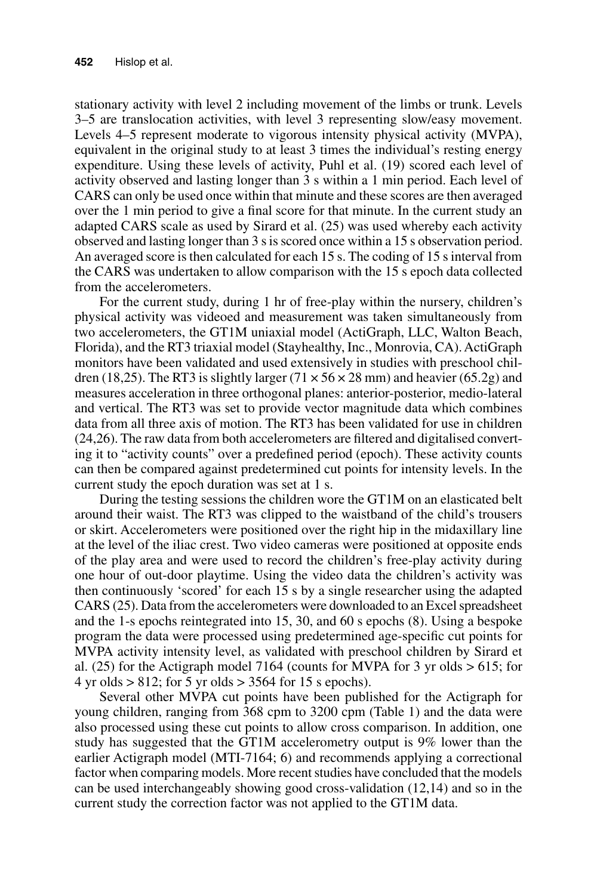stationary activity with level 2 including movement of the limbs or trunk. Levels 3–5 are translocation activities, with level 3 representing slow/easy movement. Levels 4–5 represent moderate to vigorous intensity physical activity (MVPA), equivalent in the original study to at least 3 times the individual's resting energy expenditure. Using these levels of activity, Puhl et al. (19) scored each level of activity observed and lasting longer than 3 s within a 1 min period. Each level of CARS can only be used once within that minute and these scores are then averaged over the 1 min period to give a final score for that minute. In the current study an adapted CARS scale as used by Sirard et al. (25) was used whereby each activity observed and lasting longer than 3 s is scored once within a 15 s observation period. An averaged score is then calculated for each 15 s. The coding of 15 s interval from the CARS was undertaken to allow comparison with the 15 s epoch data collected from the accelerometers.

For the current study, during 1 hr of free-play within the nursery, children's physical activity was videoed and measurement was taken simultaneously from two accelerometers, the GT1M uniaxial model (ActiGraph, LLC, Walton Beach, Florida), and the RT3 triaxial model (Stayhealthy, Inc., Monrovia, CA). ActiGraph monitors have been validated and used extensively in studies with preschool children (18,25). The RT3 is slightly larger (71 × 56 × 28 mm) and heavier (65.2g) and measures acceleration in three orthogonal planes: anterior-posterior, medio-lateral and vertical. The RT3 was set to provide vector magnitude data which combines data from all three axis of motion. The RT3 has been validated for use in children (24,26). The raw data from both accelerometers are filtered and digitalised converting it to "activity counts" over a predefined period (epoch). These activity counts can then be compared against predetermined cut points for intensity levels. In the current study the epoch duration was set at 1 s.

During the testing sessions the children wore the GT1M on an elasticated belt around their waist. The RT3 was clipped to the waistband of the child's trousers or skirt. Accelerometers were positioned over the right hip in the midaxillary line at the level of the iliac crest. Two video cameras were positioned at opposite ends of the play area and were used to record the children's free-play activity during one hour of out-door playtime. Using the video data the children's activity was then continuously 'scored' for each 15 s by a single researcher using the adapted CARS (25). Data from the accelerometers were downloaded to an Excel spreadsheet and the 1-s epochs reintegrated into 15, 30, and 60 s epochs (8). Using a bespoke program the data were processed using predetermined age-specific cut points for MVPA activity intensity level, as validated with preschool children by Sirard et al. (25) for the Actigraph model 7164 (counts for MVPA for 3 yr olds > 615; for 4 yr olds > 812; for 5 yr olds > 3564 for 15 s epochs).

Several other MVPA cut points have been published for the Actigraph for young children, ranging from 368 cpm to 3200 cpm (Table 1) and the data were also processed using these cut points to allow cross comparison. In addition, one study has suggested that the GT1M accelerometry output is 9% lower than the earlier Actigraph model (MTI-7164; 6) and recommends applying a correctional factor when comparing models. More recent studies have concluded that the models can be used interchangeably showing good cross-validation (12,14) and so in the current study the correction factor was not applied to the GT1M data.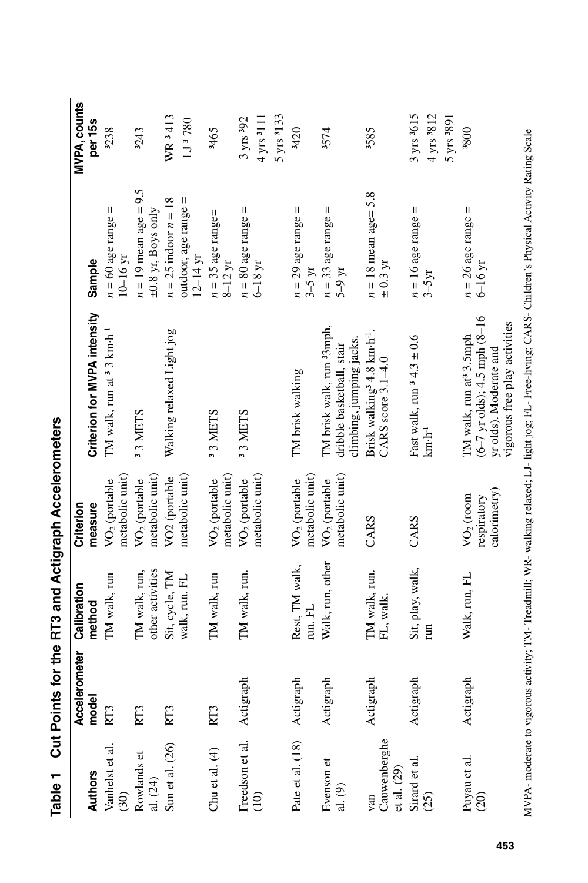**Table 1 Cut Points for the RT3 and Actigraph Accelerometers**

| Authors | Accelerometer model | Calibration method | Criterion measure | Criterion for MVPA intensity | Sample | MVPA, counts per 15s |
|---|---|---|---|---|---|---|
| Vanhelst et al. (30) | RT3 | TM walk, run | $VO_2$ (portable metabolic unit) | TM walk, run at ³ 3 km·h$^{-1}$ | $n$ = 60 age range = 10–16 yr | ³238 |
| Rowlands et al. (24) | RT3 | TM walk, run, other activities | $VO_2$ (portable metabolic unit) | ³ 3 METS | $n$ = 19 mean age = 9.5 ±0.8 yr, Boys only | ³243 |
| Sun et al. (26) | RT3 | Sit, cycle, TM walk, run. FL | VO2 (portable metabolic unit) | Walking relaxed Light jog | $n$ = 25 indoor $n$ = 18 outdoor, age range = 12–14 yr | WR ³ 413<br>LJ ³ 780 |
| Chu et al. (4) | RT3 | TM walk, run | $VO_2$ (portable metabolic unit) | ³ 3 METS | $n$ = 35 age range= 8–12 yr | ³465 |
| Freedson et al. (10) | Actigraph | TM walk, run. | $VO_2$ (portable metabolic unit) | ³ 3 METS | $n$ = 80 age range = 6–18 yr | 3 yrs ³92<br>4 yrs ³111<br>5 yrs ³133 |
| Pate et al. (18) | Actigraph | Rest, TM walk, run. FL | $VO_2$ (portable metabolic unit) | TM brisk walking | $n$ = 29 age range = 3–5 yr | ³420 |
| Evenson et al. (9) | Actigraph | Walk, run, other | $VO_2$ (portable metabolic unit) | TM brisk walk, run ³3mph, dribble basketball, stair climbing, jumping jacks. | $n$ = 33 age range = 5–9 yr | ³574 |
| van Cauwenberghe et al. (29) | Actigraph | TM walk, run. FL, walk. | CARS | Brisk walking³ 4.8 km·h$^{-1}$. CARS score 3.1–4.0 | $n$ = 18 mean age= 5.8 ± 0.3 yr | ³585 |
| Sirard et al. (25) | Actigraph | Sit, play, walk, run | CARS | Fast walk, run ³ 4.3 ± 0.6 km·h$^{-1}$ | $n$ = 16 age range = 3–5yr | 3 yrs ³615<br>4 yrs ³812<br>5 yrs ³891 |
| Puyau et al. (20) | Actigraph | Walk, run, FL | $VO_2$ (room respiratory calorimetry) | TM walk, run at³ 3.5mph (6–7 yr olds); 4.5 mph (8–16 yr olds). Moderate and vigorous free play activities | $n$ = 26 age range = 6–16 yr | ³800 |

MVPA- moderate to vigorous activity; TM- Treadmill; WR- walking relaxed; LJ- light jog; FL- Free-living; CARS- Children's Physical Activity Rating Scale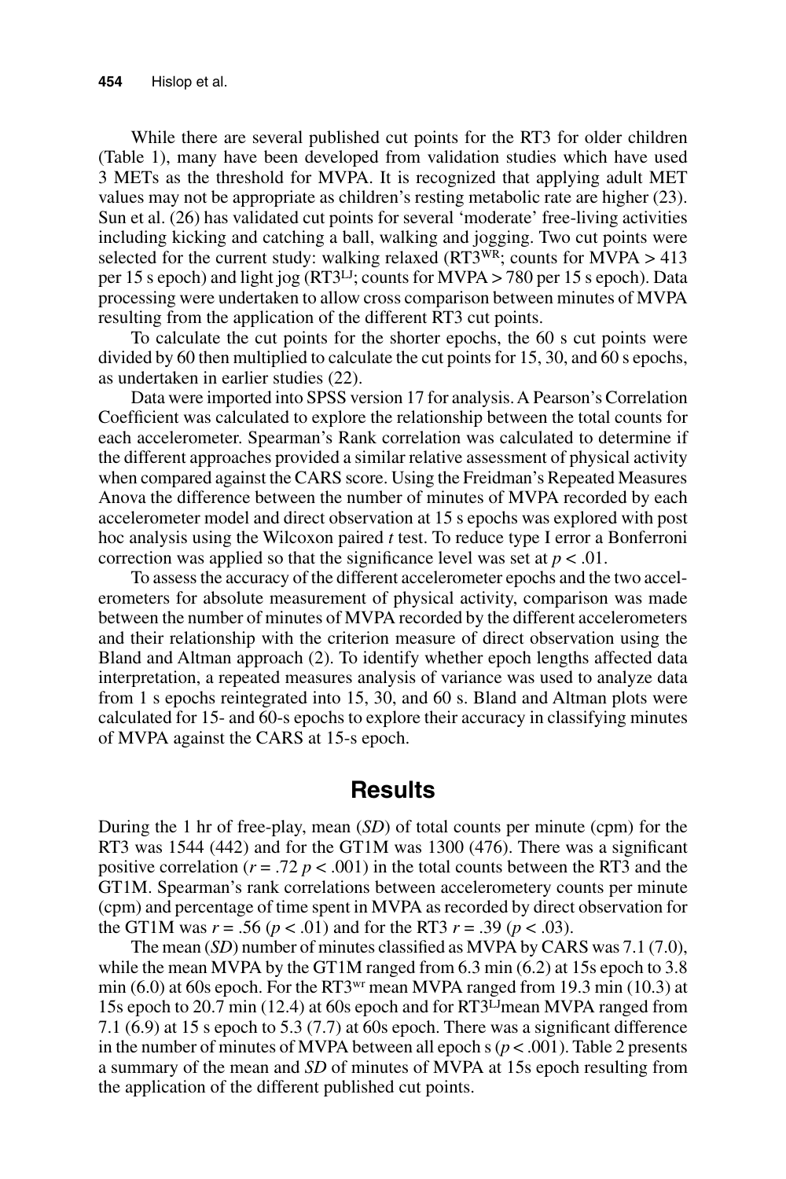While there are several published cut points for the RT3 for older children (Table 1), many have been developed from validation studies which have used 3 METs as the threshold for MVPA. It is recognized that applying adult MET values may not be appropriate as children's resting metabolic rate are higher (23). Sun et al. (26) has validated cut points for several 'moderate' free-living activities including kicking and catching a ball, walking and jogging. Two cut points were selected for the current study: walking relaxed ($RT3^{WR}$; counts for MVPA > 413 per 15 s epoch) and light jog ($RT3^{LJ}$; counts for MVPA > 780 per 15 s epoch). Data processing were undertaken to allow cross comparison between minutes of MVPA resulting from the application of the different RT3 cut points.

To calculate the cut points for the shorter epochs, the 60 s cut points were divided by 60 then multiplied to calculate the cut points for 15, 30, and 60 s epochs, as undertaken in earlier studies (22).

Data were imported into SPSS version 17 for analysis. A Pearson's Correlation Coefficient was calculated to explore the relationship between the total counts for each accelerometer. Spearman's Rank correlation was calculated to determine if the different approaches provided a similar relative assessment of physical activity when compared against the CARS score. Using the Freidman's Repeated Measures Anova the difference between the number of minutes of MVPA recorded by each accelerometer model and direct observation at 15 s epochs was explored with post hoc analysis using the Wilcoxon paired *t* test. To reduce type I error a Bonferroni correction was applied so that the significance level was set at $p < .01$.

To assess the accuracy of the different accelerometer epochs and the two accelerometers for absolute measurement of physical activity, comparison was made between the number of minutes of MVPA recorded by the different accelerometers and their relationship with the criterion measure of direct observation using the Bland and Altman approach (2). To identify whether epoch lengths affected data interpretation, a repeated measures analysis of variance was used to analyze data from 1 s epochs reintegrated into 15, 30, and 60 s. Bland and Altman plots were calculated for 15- and 60-s epochs to explore their accuracy in classifying minutes of MVPA against the CARS at 15-s epoch.

## Results

During the 1 hr of free-play, mean (*SD*) of total counts per minute (cpm) for the RT3 was 1544 (442) and for the GT1M was 1300 (476). There was a significant positive correlation ($r = .72$ $p < .001$) in the total counts between the RT3 and the GT1M. Spearman's rank correlations between accelerometery counts per minute (cpm) and percentage of time spent in MVPA as recorded by direct observation for the GT1M was $r = .56$ ($p < .01$) and for the RT3 $r = .39$ ($p < .03$).

The mean (*SD*) number of minutes classified as MVPA by CARS was 7.1 (7.0), while the mean MVPA by the GT1M ranged from 6.3 min (6.2) at 15s epoch to 3.8 min (6.0) at 60s epoch. For the $RT3^{wr}$ mean MVPA ranged from 19.3 min (10.3) at 15s epoch to 20.7 min (12.4) at 60s epoch and for $RT3^{LJ}$mean MVPA ranged from 7.1 (6.9) at 15 s epoch to 5.3 (7.7) at 60s epoch. There was a significant difference in the number of minutes of MVPA between all epoch s ($p < .001$). Table 2 presents a summary of the mean and *SD* of minutes of MVPA at 15s epoch resulting from the application of the different published cut points.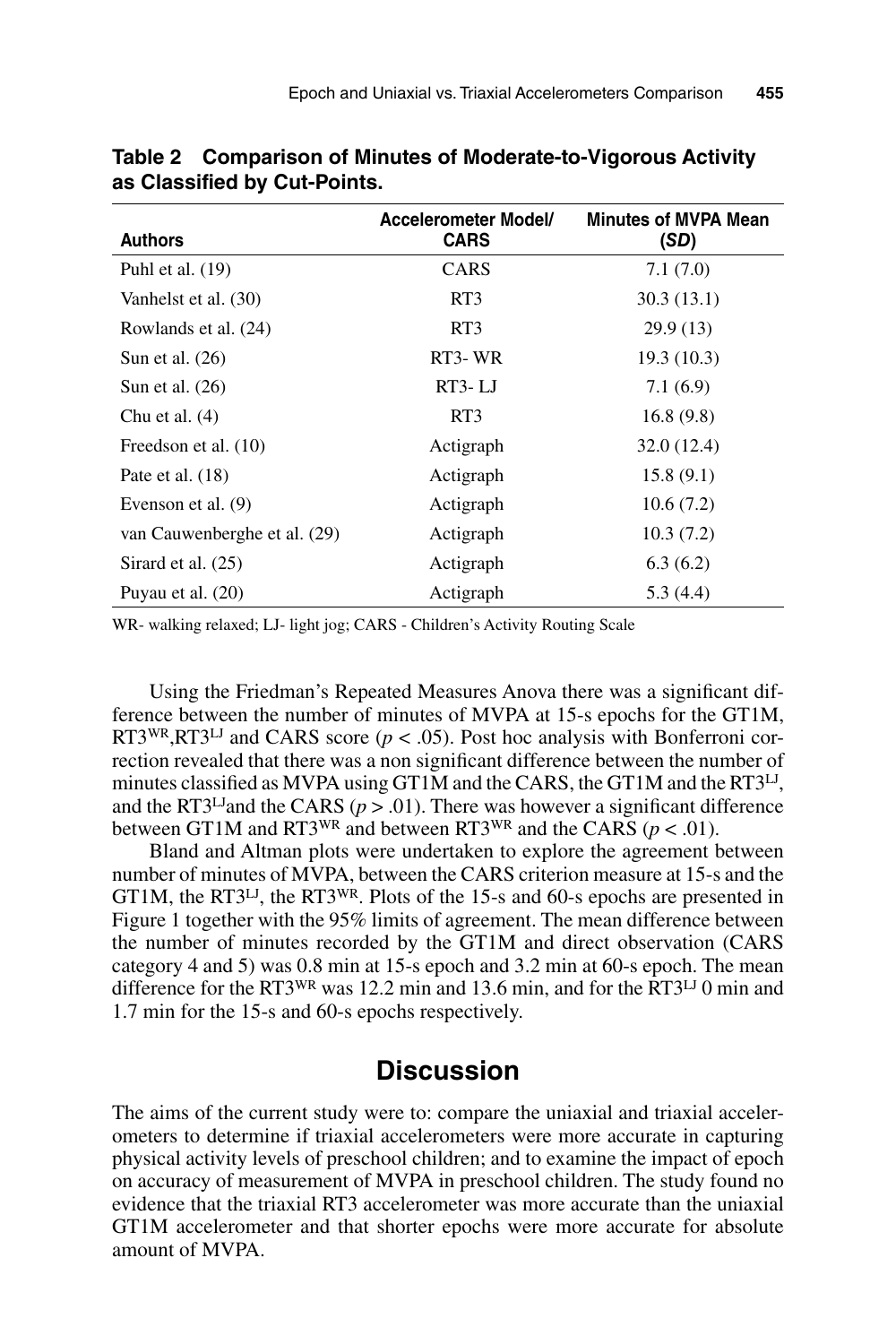**Table 2 Comparison of Minutes of Moderate-to-Vigorous Activity as Classified by Cut-Points.**

| Authors | Accelerometer Model/ CARS | Minutes of MVPA Mean (*SD*) |
|---|---|---|
| Puhl et al. (19) | CARS | 7.1 (7.0) |
| Vanhelst et al. (30) | RT3 | 30.3 (13.1) |
| Rowlands et al. (24) | RT3 | 29.9 (13) |
| Sun et al. (26) | RT3- WR | 19.3 (10.3) |
| Sun et al. (26) | RT3- LJ | 7.1 (6.9) |
| Chu et al. (4) | RT3 | 16.8 (9.8) |
| Freedson et al. (10) | Actigraph | 32.0 (12.4) |
| Pate et al. (18) | Actigraph | 15.8 (9.1) |
| Evenson et al. (9) | Actigraph | 10.6 (7.2) |
| van Cauwenberghe et al. (29) | Actigraph | 10.3 (7.2) |
| Sirard et al. (25) | Actigraph | 6.3 (6.2) |
| Puyau et al. (20) | Actigraph | 5.3 (4.4) |

WR- walking relaxed; LJ- light jog; CARS - Children's Activity Routing Scale

Using the Friedman's Repeated Measures Anova there was a significant difference between the number of minutes of MVPA at 15-s epochs for the GT1M, $RT3^{WR}$,$RT3^{LJ}$ and CARS score ($p < .05$). Post hoc analysis with Bonferroni correction revealed that there was a non significant difference between the number of minutes classified as MVPA using GT1M and the CARS, the GT1M and the $RT3^{LJ}$, and the $RT3^{LJ}$and the CARS ($p > .01$). There was however a significant difference between GT1M and $RT3^{WR}$ and between $RT3^{WR}$ and the CARS ($p < .01$).

Bland and Altman plots were undertaken to explore the agreement between number of minutes of MVPA, between the CARS criterion measure at 15-s and the GT1M, the $RT3^{LJ}$, the $RT3^{WR}$. Plots of the 15-s and 60-s epochs are presented in Figure 1 together with the 95% limits of agreement. The mean difference between the number of minutes recorded by the GT1M and direct observation (CARS category 4 and 5) was 0.8 min at 15-s epoch and 3.2 min at 60-s epoch. The mean difference for the $RT3^{WR}$ was 12.2 min and 13.6 min, and for the $RT3^{LJ}$ 0 min and 1.7 min for the 15-s and 60-s epochs respectively.

## Discussion

The aims of the current study were to: compare the uniaxial and triaxial accelerometers to determine if triaxial accelerometers were more accurate in capturing physical activity levels of preschool children; and to examine the impact of epoch on accuracy of measurement of MVPA in preschool children. The study found no evidence that the triaxial RT3 accelerometer was more accurate than the uniaxial GT1M accelerometer and that shorter epochs were more accurate for absolute amount of MVPA.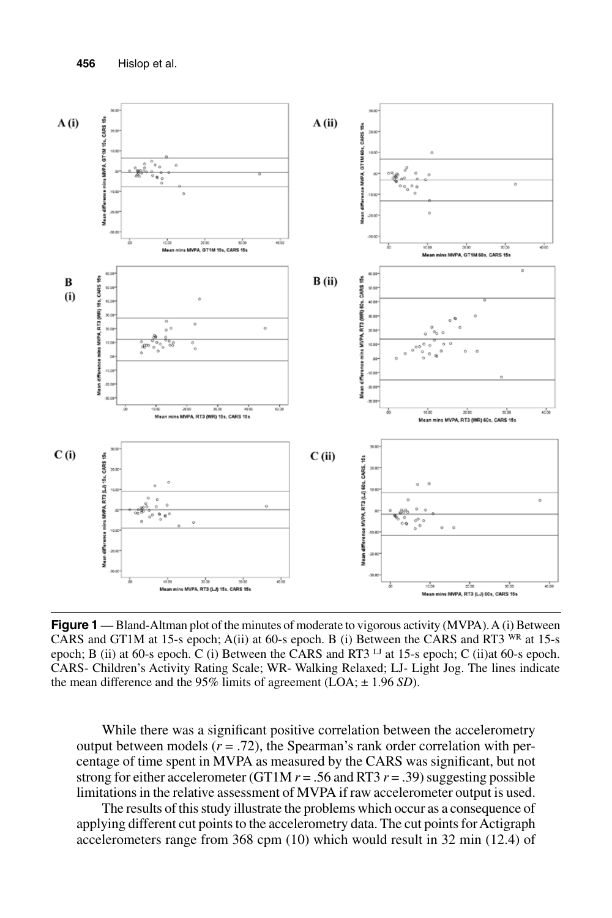**Figure 1** — Bland-Altman plot of the minutes of moderate to vigorous activity (MVPA). A (i) Between CARS and GT1M at 15-s epoch; A(ii) at 60-s epoch. B (i) Between the CARS and RT3 [WR] at 15-s epoch; B (ii) at 60-s epoch. C (i) Between the CARS and RT3 [LJ] at 15-s epoch; C (ii)at 60-s epoch. CARS- Children's Activity Rating Scale; WR- Walking Relaxed; LJ- Light Jog. The lines indicate the mean difference and the 95% limits of agreement (LOA; ± 1.96 *SD*).

While there was a significant positive correlation between the accelerometry output between models ($r = .72$), the Spearman's rank order correlation with percentage of time spent in MVPA as measured by the CARS was significant, but not strong for either accelerometer (GT1M $r = .56$ and RT3 $r = .39$) suggesting possible limitations in the relative assessment of MVPA if raw accelerometer output is used.

The results of this study illustrate the problems which occur as a consequence of applying different cut points to the accelerometry data. The cut points for Actigraph accelerometers range from 368 cpm (10) which would result in 32 min (12.4) of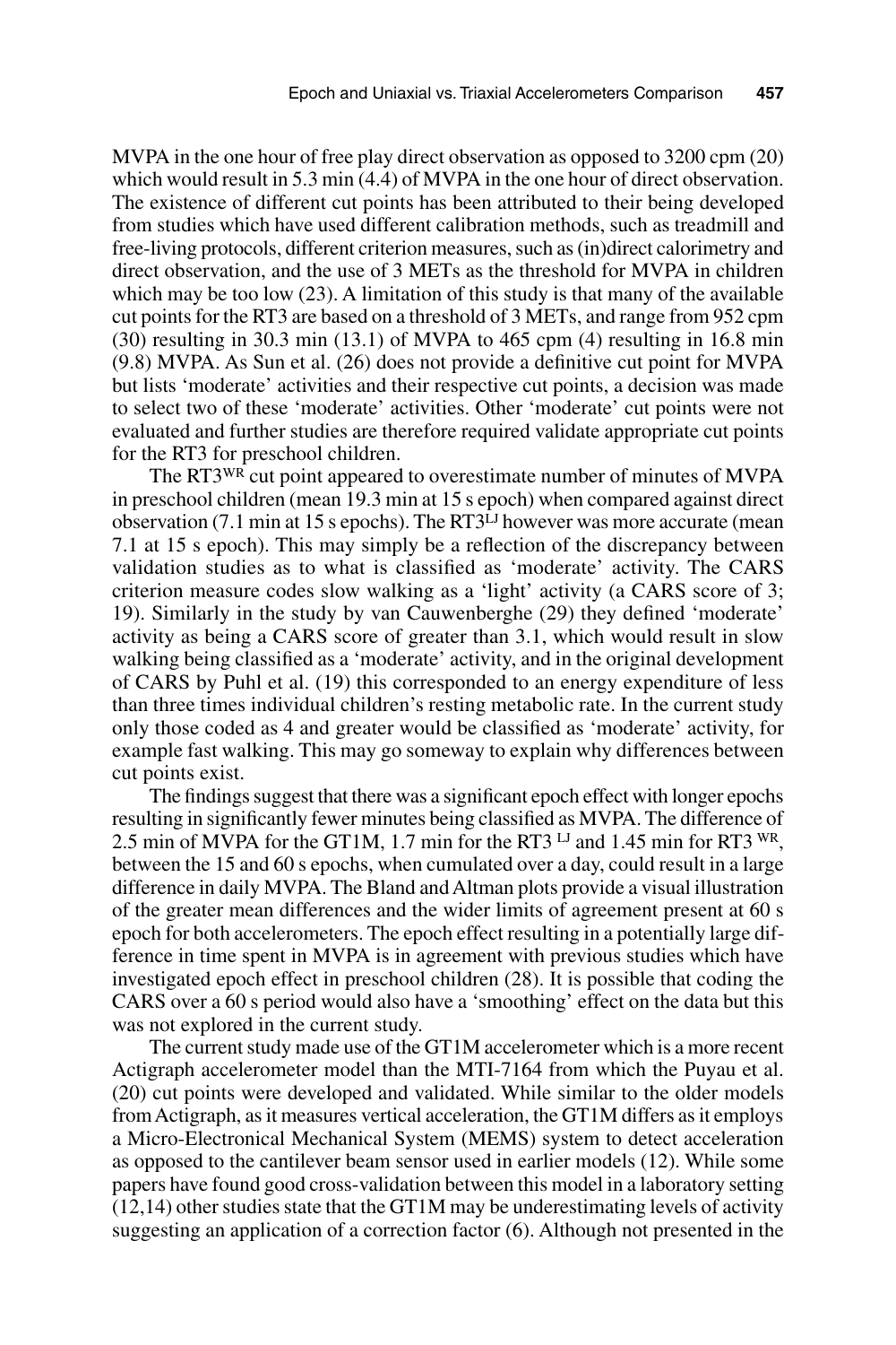MVPA in the one hour of free play direct observation as opposed to 3200 cpm (20) which would result in 5.3 min (4.4) of MVPA in the one hour of direct observation. The existence of different cut points has been attributed to their being developed from studies which have used different calibration methods, such as treadmill and free-living protocols, different criterion measures, such as (in)direct calorimetry and direct observation, and the use of 3 METs as the threshold for MVPA in children which may be too low (23). A limitation of this study is that many of the available cut points for the RT3 are based on a threshold of 3 METs, and range from 952 cpm (30) resulting in 30.3 min (13.1) of MVPA to 465 cpm (4) resulting in 16.8 min (9.8) MVPA. As Sun et al. (26) does not provide a definitive cut point for MVPA but lists 'moderate' activities and their respective cut points, a decision was made to select two of these 'moderate' activities. Other 'moderate' cut points were not evaluated and further studies are therefore required validate appropriate cut points for the RT3 for preschool children.

The RT3$^{WR}$ cut point appeared to overestimate number of minutes of MVPA in preschool children (mean 19.3 min at 15 s epoch) when compared against direct observation (7.1 min at 15 s epochs). The RT3$^{LJ}$ however was more accurate (mean 7.1 at 15 s epoch). This may simply be a reflection of the discrepancy between validation studies as to what is classified as 'moderate' activity. The CARS criterion measure codes slow walking as a 'light' activity (a CARS score of 3; 19). Similarly in the study by van Cauwenberghe (29) they defined 'moderate' activity as being a CARS score of greater than 3.1, which would result in slow walking being classified as a 'moderate' activity, and in the original development of CARS by Puhl et al. (19) this corresponded to an energy expenditure of less than three times individual children's resting metabolic rate. In the current study only those coded as 4 and greater would be classified as 'moderate' activity, for example fast walking. This may go someway to explain why differences between cut points exist.

The findings suggest that there was a significant epoch effect with longer epochs resulting in significantly fewer minutes being classified as MVPA. The difference of 2.5 min of MVPA for the GT1M, 1.7 min for the RT3 $^{LJ}$ and 1.45 min for RT3 $^{WR}$, between the 15 and 60 s epochs, when cumulated over a day, could result in a large difference in daily MVPA. The Bland and Altman plots provide a visual illustration of the greater mean differences and the wider limits of agreement present at 60 s epoch for both accelerometers. The epoch effect resulting in a potentially large difference in time spent in MVPA is in agreement with previous studies which have investigated epoch effect in preschool children (28). It is possible that coding the CARS over a 60 s period would also have a 'smoothing' effect on the data but this was not explored in the current study.

The current study made use of the GT1M accelerometer which is a more recent Actigraph accelerometer model than the MTI-7164 from which the Puyau et al. (20) cut points were developed and validated. While similar to the older models from Actigraph, as it measures vertical acceleration, the GT1M differs as it employs a Micro-Electronical Mechanical System (MEMS) system to detect acceleration as opposed to the cantilever beam sensor used in earlier models (12). While some papers have found good cross-validation between this model in a laboratory setting (12,14) other studies state that the GT1M may be underestimating levels of activity suggesting an application of a correction factor (6). Although not presented in the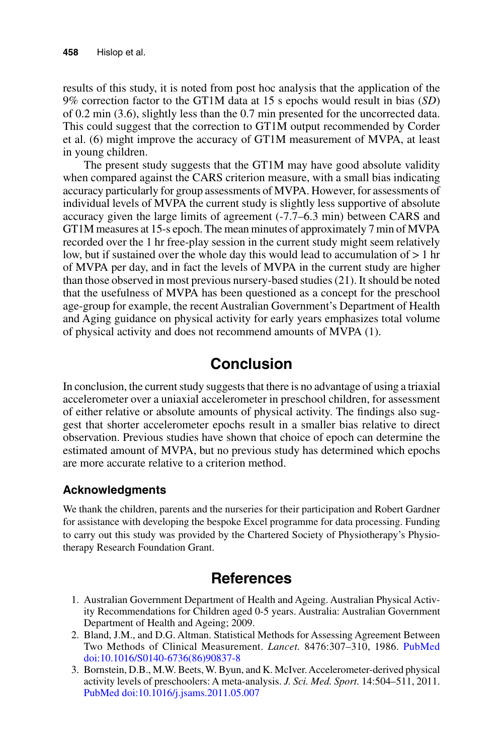results of this study, it is noted from post hoc analysis that the application of the 9% correction factor to the GT1M data at 15 s epochs would result in bias (*SD*) of 0.2 min (3.6), slightly less than the 0.7 min presented for the uncorrected data. This could suggest that the correction to GT1M output recommended by Corder et al. (6) might improve the accuracy of GT1M measurement of MVPA, at least in young children.

The present study suggests that the GT1M may have good absolute validity when compared against the CARS criterion measure, with a small bias indicating accuracy particularly for group assessments of MVPA. However, for assessments of individual levels of MVPA the current study is slightly less supportive of absolute accuracy given the large limits of agreement (-7.7–6.3 min) between CARS and GT1M measures at 15-s epoch. The mean minutes of approximately 7 min of MVPA recorded over the 1 hr free-play session in the current study might seem relatively low, but if sustained over the whole day this would lead to accumulation of > 1 hr of MVPA per day, and in fact the levels of MVPA in the current study are higher than those observed in most previous nursery-based studies (21). It should be noted that the usefulness of MVPA has been questioned as a concept for the preschool age-group for example, the recent Australian Government's Department of Health and Aging guidance on physical activity for early years emphasizes total volume of physical activity and does not recommend amounts of MVPA (1).

## Conclusion

In conclusion, the current study suggests that there is no advantage of using a triaxial accelerometer over a uniaxial accelerometer in preschool children, for assessment of either relative or absolute amounts of physical activity. The findings also suggest that shorter accelerometer epochs result in a smaller bias relative to direct observation. Previous studies have shown that choice of epoch can determine the estimated amount of MVPA, but no previous study has determined which epochs are more accurate relative to a criterion method.

### Acknowledgments

We thank the children, parents and the nurseries for their participation and Robert Gardner for assistance with developing the bespoke Excel programme for data processing. Funding to carry out this study was provided by the Chartered Society of Physiotherapy's Physiotherapy Research Foundation Grant.

## References

1. Australian Government Department of Health and Ageing. Australian Physical Activity Recommendations for Children aged 0-5 years. Australia: Australian Government Department of Health and Ageing; 2009.
2. Bland, J.M., and D.G. Altman. Statistical Methods for Assessing Agreement Between Two Methods of Clinical Measurement. *Lancet.* 8476:307–310, 1986. PubMed doi:10.1016/S0140-6736(86)90837-8
3. Bornstein, D.B., M.W. Beets, W. Byun, and K. McIver. Accelerometer-derived physical activity levels of preschoolers: A meta-analysis. *J. Sci. Med. Sport.* 14:504–511, 2011. PubMed doi:10.1016/j.jsams.2011.05.007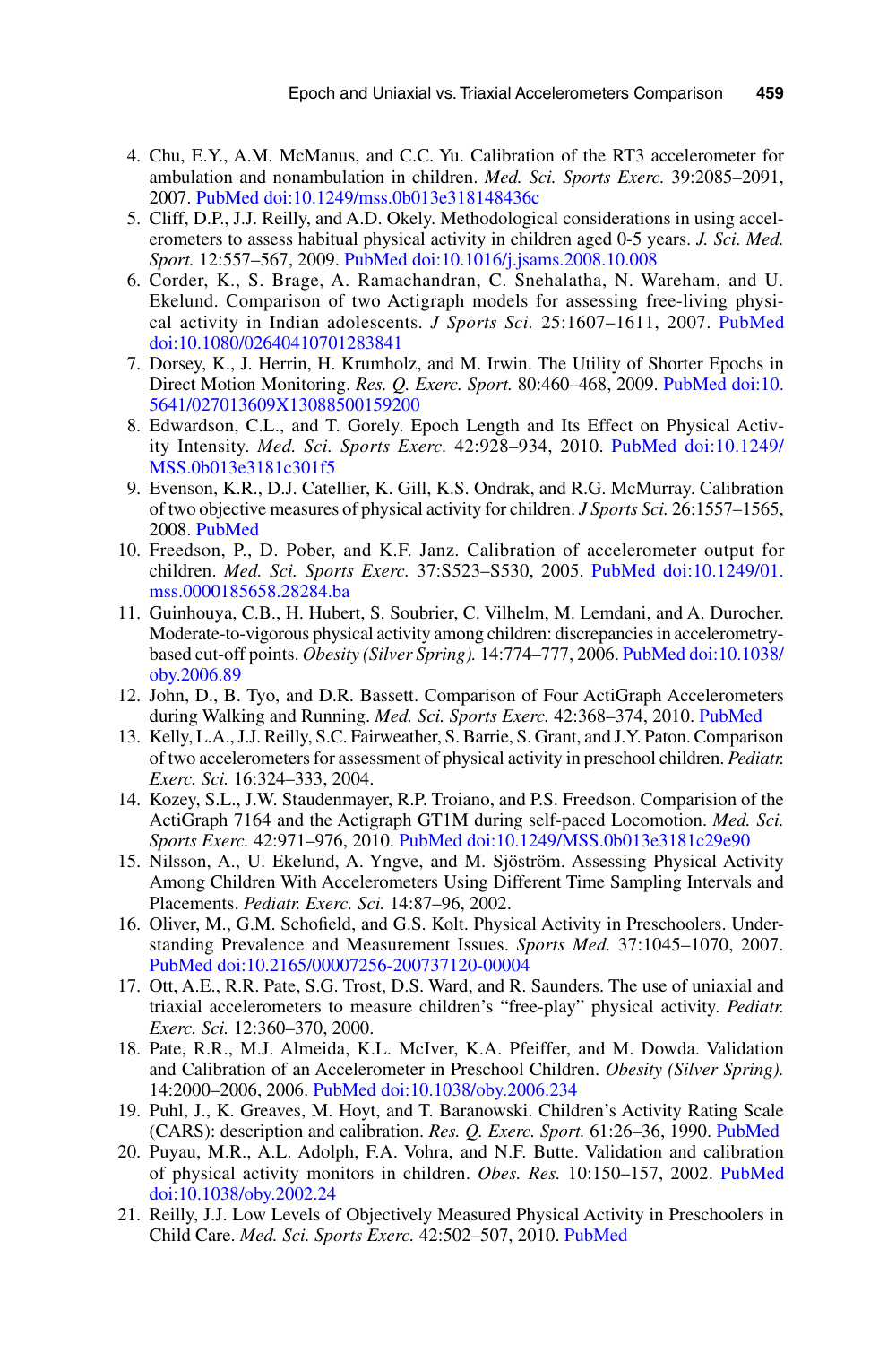4. Chu, E.Y., A.M. McManus, and C.C. Yu. Calibration of the RT3 accelerometer for ambulation and nonambulation in children. *Med. Sci. Sports Exerc.* 39:2085–2091, 2007. PubMed doi:10.1249/mss.0b013e318148436c
5. Cliff, D.P., J.J. Reilly, and A.D. Okely. Methodological considerations in using accelerometers to assess habitual physical activity in children aged 0-5 years. *J. Sci. Med. Sport.* 12:557–567, 2009. PubMed doi:10.1016/j.jsams.2008.10.008
6. Corder, K., S. Brage, A. Ramachandran, C. Snehalatha, N. Wareham, and U. Ekelund. Comparison of two Actigraph models for assessing free-living physical activity in Indian adolescents. *J Sports Sci.* 25:1607–1611, 2007. PubMed doi:10.1080/02640410701283841
7. Dorsey, K., J. Herrin, H. Krumholz, and M. Irwin. The Utility of Shorter Epochs in Direct Motion Monitoring. *Res. Q. Exerc. Sport.* 80:460–468, 2009. PubMed doi:10.5641/027013609X13088500159200
8. Edwardson, C.L., and T. Gorely. Epoch Length and Its Effect on Physical Activity Intensity. *Med. Sci. Sports Exerc.* 42:928–934, 2010. PubMed doi:10.1249/MSS.0b013e3181c301f5
9. Evenson, K.R., D.J. Catellier, K. Gill, K.S. Ondrak, and R.G. McMurray. Calibration of two objective measures of physical activity for children. *J Sports Sci.* 26:1557–1565, 2008. PubMed
10. Freedson, P., D. Pober, and K.F. Janz. Calibration of accelerometer output for children. *Med. Sci. Sports Exerc.* 37:S523–S530, 2005. PubMed doi:10.1249/01.mss.0000185658.28284.ba
11. Guinhouya, C.B., H. Hubert, S. Soubrier, C. Vilhelm, M. Lemdani, and A. Durocher. Moderate-to-vigorous physical activity among children: discrepancies in accelerometry-based cut-off points. *Obesity (Silver Spring).* 14:774–777, 2006. PubMed doi:10.1038/oby.2006.89
12. John, D., B. Tyo, and D.R. Bassett. Comparison of Four ActiGraph Accelerometers during Walking and Running. *Med. Sci. Sports Exerc.* 42:368–374, 2010. PubMed
13. Kelly, L.A., J.J. Reilly, S.C. Fairweather, S. Barrie, S. Grant, and J.Y. Paton. Comparison of two accelerometers for assessment of physical activity in preschool children. *Pediatr. Exerc. Sci.* 16:324–333, 2004.
14. Kozey, S.L., J.W. Staudenmayer, R.P. Troiano, and P.S. Freedson. Comparision of the ActiGraph 7164 and the Actigraph GT1M during self-paced Locomotion. *Med. Sci. Sports Exerc.* 42:971–976, 2010. PubMed doi:10.1249/MSS.0b013e3181c29e90
15. Nilsson, A., U. Ekelund, A. Yngve, and M. Sjöström. Assessing Physical Activity Among Children With Accelerometers Using Different Time Sampling Intervals and Placements. *Pediatr. Exerc. Sci.* 14:87–96, 2002.
16. Oliver, M., G.M. Schofield, and G.S. Kolt. Physical Activity in Preschoolers. Understanding Prevalence and Measurement Issues. *Sports Med.* 37:1045–1070, 2007. PubMed doi:10.2165/00007256-200737120-00004
17. Ott, A.E., R.R. Pate, S.G. Trost, D.S. Ward, and R. Saunders. The use of uniaxial and triaxial accelerometers to measure children's "free-play" physical activity. *Pediatr. Exerc. Sci.* 12:360–370, 2000.
18. Pate, R.R., M.J. Almeida, K.L. McIver, K.A. Pfeiffer, and M. Dowda. Validation and Calibration of an Accelerometer in Preschool Children. *Obesity (Silver Spring).* 14:2000–2006, 2006. PubMed doi:10.1038/oby.2006.234
19. Puhl, J., K. Greaves, M. Hoyt, and T. Baranowski. Children's Activity Rating Scale (CARS): description and calibration. *Res. Q. Exerc. Sport.* 61:26–36, 1990. PubMed
20. Puyau, M.R., A.L. Adolph, F.A. Vohra, and N.F. Butte. Validation and calibration of physical activity monitors in children. *Obes. Res.* 10:150–157, 2002. PubMed doi:10.1038/oby.2002.24
21. Reilly, J.J. Low Levels of Objectively Measured Physical Activity in Preschoolers in Child Care. *Med. Sci. Sports Exerc.* 42:502–507, 2010. PubMed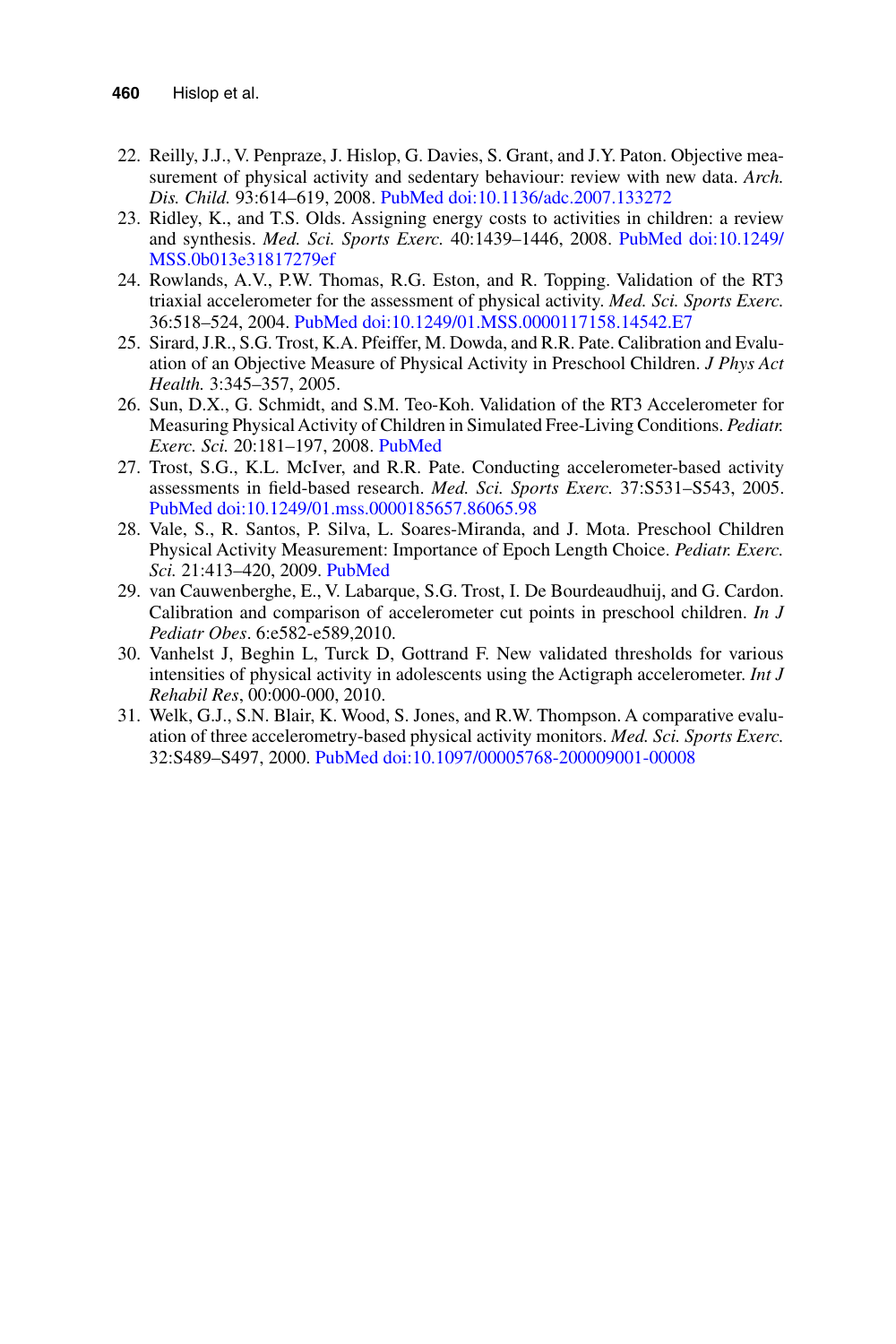22. Reilly, J.J., V. Penpraze, J. Hislop, G. Davies, S. Grant, and J.Y. Paton. Objective measurement of physical activity and sedentary behaviour: review with new data. *Arch. Dis. Child.* 93:614–619, 2008. PubMed doi:10.1136/adc.2007.133272
23. Ridley, K., and T.S. Olds. Assigning energy costs to activities in children: a review and synthesis. *Med. Sci. Sports Exerc.* 40:1439–1446, 2008. PubMed doi:10.1249/MSS.0b013e31817279ef
24. Rowlands, A.V., P.W. Thomas, R.G. Eston, and R. Topping. Validation of the RT3 triaxial accelerometer for the assessment of physical activity. *Med. Sci. Sports Exerc.* 36:518–524, 2004. PubMed doi:10.1249/01.MSS.0000117158.14542.E7
25. Sirard, J.R., S.G. Trost, K.A. Pfeiffer, M. Dowda, and R.R. Pate. Calibration and Evaluation of an Objective Measure of Physical Activity in Preschool Children. *J Phys Act Health.* 3:345–357, 2005.
26. Sun, D.X., G. Schmidt, and S.M. Teo-Koh. Validation of the RT3 Accelerometer for Measuring Physical Activity of Children in Simulated Free-Living Conditions. *Pediatr. Exerc. Sci.* 20:181–197, 2008. PubMed
27. Trost, S.G., K.L. McIver, and R.R. Pate. Conducting accelerometer-based activity assessments in field-based research. *Med. Sci. Sports Exerc.* 37:S531–S543, 2005. PubMed doi:10.1249/01.mss.0000185657.86065.98
28. Vale, S., R. Santos, P. Silva, L. Soares-Miranda, and J. Mota. Preschool Children Physical Activity Measurement: Importance of Epoch Length Choice. *Pediatr. Exerc. Sci.* 21:413–420, 2009. PubMed
29. van Cauwenberghe, E., V. Labarque, S.G. Trost, I. De Bourdeaudhuij, and G. Cardon. Calibration and comparison of accelerometer cut points in preschool children. *In J Pediatr Obes*. 6:e582-e589,2010.
30. Vanhelst J, Beghin L, Turck D, Gottrand F. New validated thresholds for various intensities of physical activity in adolescents using the Actigraph accelerometer. *Int J Rehabil Res*, 00:000-000, 2010.
31. Welk, G.J., S.N. Blair, K. Wood, S. Jones, and R.W. Thompson. A comparative evaluation of three accelerometry-based physical activity monitors. *Med. Sci. Sports Exerc.* 32:S489–S497, 2000. PubMed doi:10.1097/00005768-200009001-00008